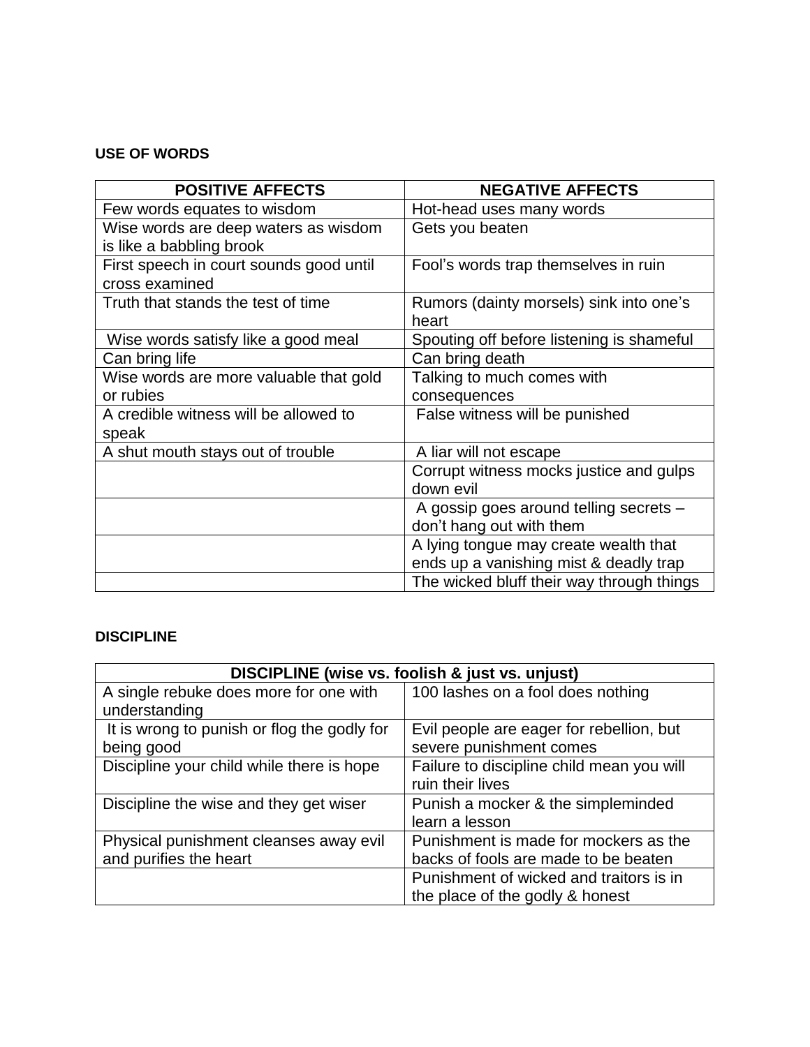**USE OF WORDS**

| POSITIVE AFFECTS | NEGATIVE AFFECTS |
|---|---|
| Few words equates to wisdom | Hot-head uses many words |
| Wise words are deep waters as wisdom is like a babbling brook | Gets you beaten |
| First speech in court sounds good until cross examined | Fool's words trap themselves in ruin |
| Truth that stands the test of time | Rumors (dainty morsels) sink into one's heart |
| Wise words satisfy like a good meal | Spouting off before listening is shameful |
| Can bring life | Can bring death |
| Wise words are more valuable that gold or rubies | Talking to much comes with consequences |
| A credible witness will be allowed to speak | False witness will be punished |
| A shut mouth stays out of trouble | A liar will not escape |
| | Corrupt witness mocks justice and gulps down evil |
| | A gossip goes around telling secrets – don't hang out with them |
| | A lying tongue may create wealth that ends up a vanishing mist & deadly trap |
| | The wicked bluff their way through things |

**DISCIPLINE**

| DISCIPLINE (wise vs. foolish & just vs. unjust) | |
|---|---|
| A single rebuke does more for one with understanding | 100 lashes on a fool does nothing |
| It is wrong to punish or flog the godly for being good | Evil people are eager for rebellion, but severe punishment comes |
| Discipline your child while there is hope | Failure to discipline child mean you will ruin their lives |
| Discipline the wise and they get wiser | Punish a mocker & the simpleminded learn a lesson |
| Physical punishment cleanses away evil and purifies the heart | Punishment is made for mockers as the backs of fools are made to be beaten |
| | Punishment of wicked and traitors is in the place of the godly & honest |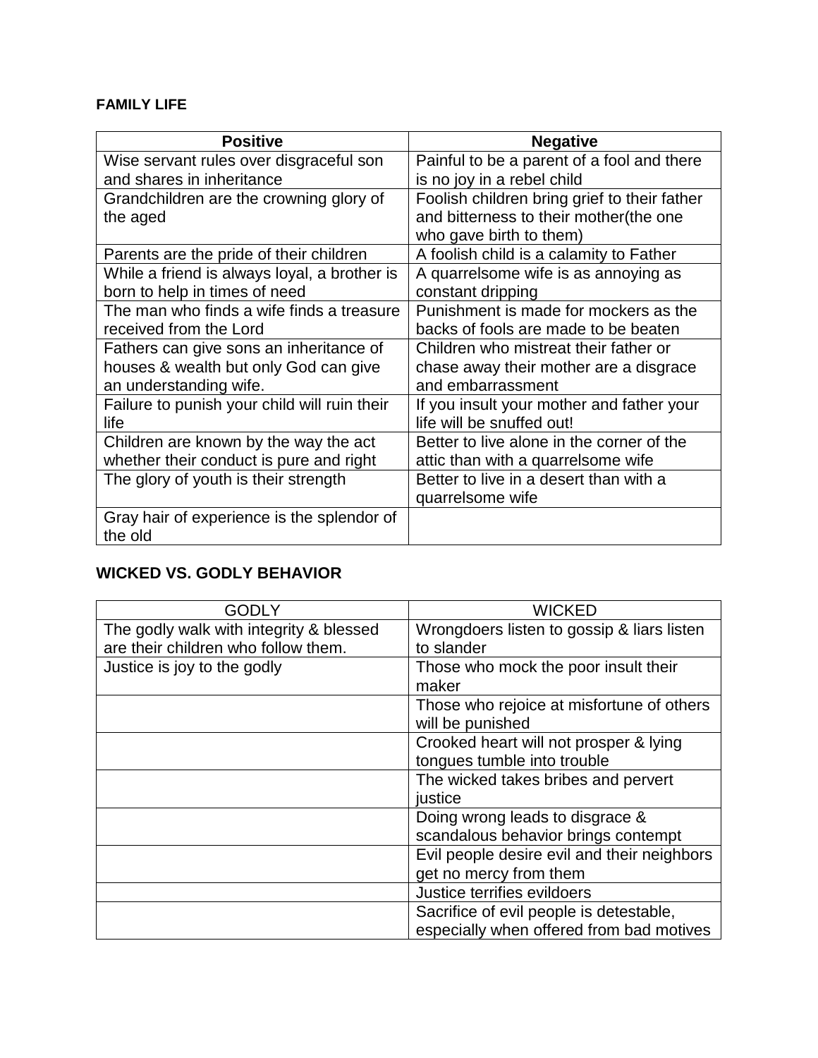**FAMILY LIFE**

| Positive | Negative |
|---|---|
| Wise servant rules over disgraceful son and shares in inheritance | Painful to be a parent of a fool and there is no joy in a rebel child |
| Grandchildren are the crowning glory of the aged | Foolish children bring grief to their father and bitterness to their mother(the one who gave birth to them) |
| Parents are the pride of their children | A foolish child is a calamity to Father |
| While a friend is always loyal, a brother is born to help in times of need | A quarrelsome wife is as annoying as constant dripping |
| The man who finds a wife finds a treasure received from the Lord | Punishment is made for mockers as the backs of fools are made to be beaten |
| Fathers can give sons an inheritance of houses & wealth but only God can give an understanding wife. | Children who mistreat their father or chase away their mother are a disgrace and embarrassment |
| Failure to punish your child will ruin their life | If you insult your mother and father your life will be snuffed out! |
| Children are known by the way the act whether their conduct is pure and right | Better to live alone in the corner of the attic than with a quarrelsome wife |
| The glory of youth is their strength | Better to live in a desert than with a quarrelsome wife |
| Gray hair of experience is the splendor of the old | |

**WICKED VS. GODLY BEHAVIOR**

| GODLY | WICKED |
|---|---|
| The godly walk with integrity & blessed are their children who follow them. | Wrongdoers listen to gossip & liars listen to slander |
| Justice is joy to the godly | Those who mock the poor insult their maker |
| | Those who rejoice at misfortune of others will be punished |
| | Crooked heart will not prosper & lying tongues tumble into trouble |
| | The wicked takes bribes and pervert justice |
| | Doing wrong leads to disgrace & scandalous behavior brings contempt |
| | Evil people desire evil and their neighbors get no mercy from them |
| | Justice terrifies evildoers |
| | Sacrifice of evil people is detestable, especially when offered from bad motives |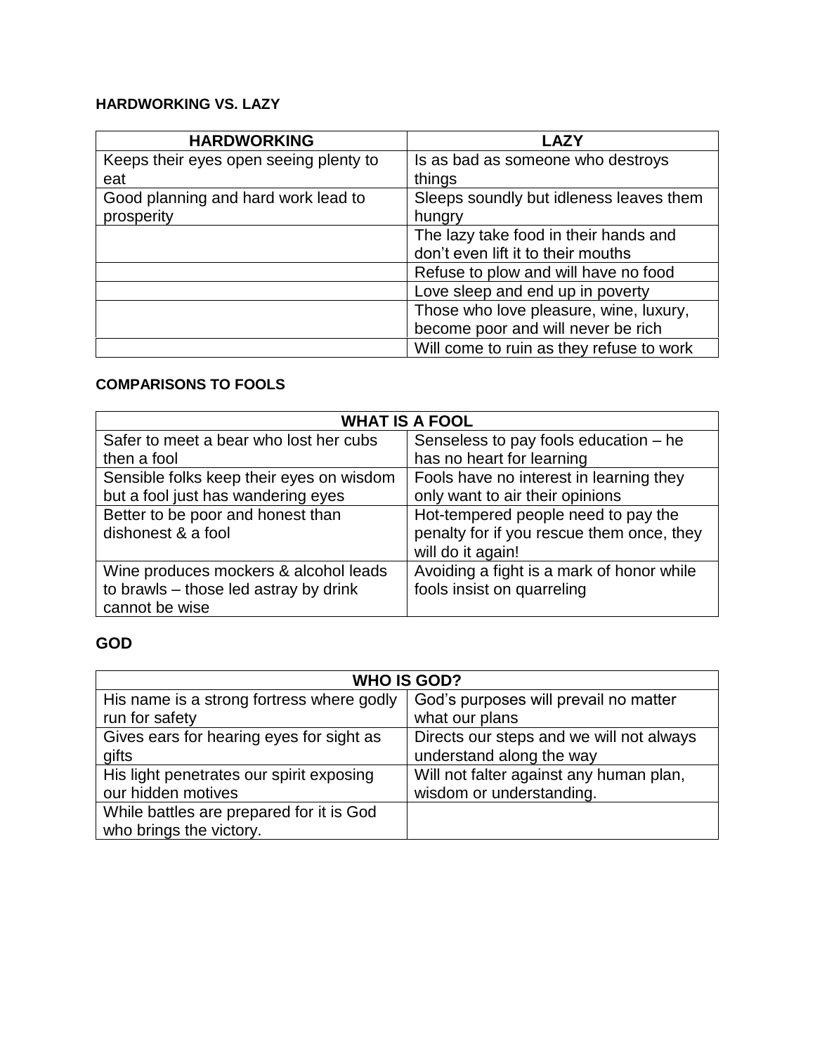**HARDWORKING VS. LAZY**

| HARDWORKING | LAZY |
|---|---|
| Keeps their eyes open seeing plenty to eat | Is as bad as someone who destroys things |
| Good planning and hard work lead to prosperity | Sleeps soundly but idleness leaves them hungry |
| | The lazy take food in their hands and don't even lift it to their mouths |
| | Refuse to plow and will have no food |
| | Love sleep and end up in poverty |
| | Those who love pleasure, wine, luxury, become poor and will never be rich |
| | Will come to ruin as they refuse to work |

**COMPARISONS TO FOOLS**

| WHAT IS A FOOL | |
|---|---|
| Safer to meet a bear who lost her cubs then a fool | Senseless to pay fools education – he has no heart for learning |
| Sensible folks keep their eyes on wisdom but a fool just has wandering eyes | Fools have no interest in learning they only want to air their opinions |
| Better to be poor and honest than dishonest & a fool | Hot-tempered people need to pay the penalty for if you rescue them once, they will do it again! |
| Wine produces mockers & alcohol leads to brawls – those led astray by drink cannot be wise | Avoiding a fight is a mark of honor while fools insist on quarreling |

**GOD**

| WHO IS GOD? | |
|---|---|
| His name is a strong fortress where godly run for safety | God's purposes will prevail no matter what our plans |
| Gives ears for hearing eyes for sight as gifts | Directs our steps and we will not always understand along the way |
| His light penetrates our spirit exposing our hidden motives | Will not falter against any human plan, wisdom or understanding. |
| While battles are prepared for it is God who brings the victory. | |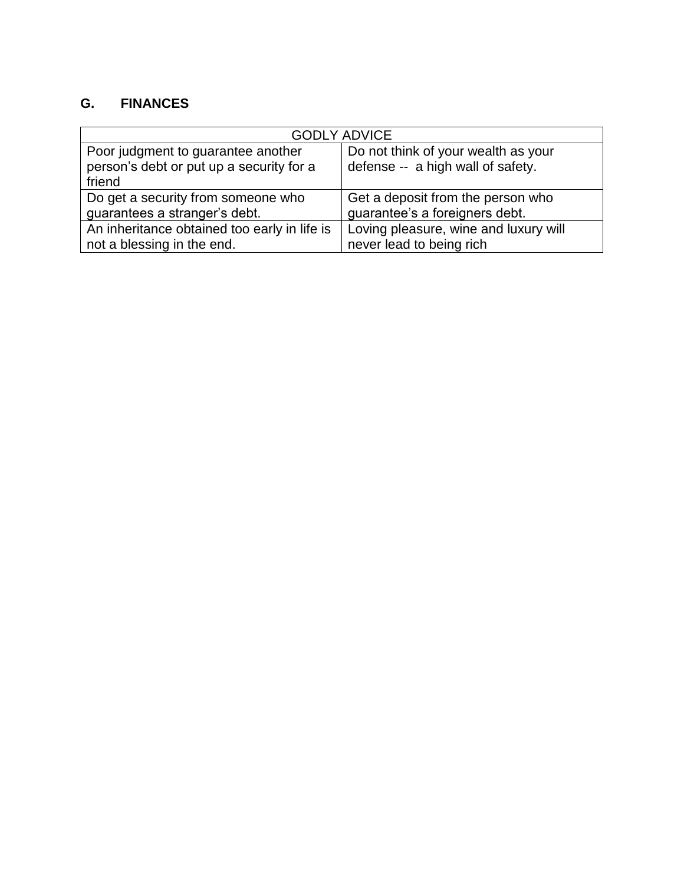## G. FINANCES

| GODLY ADVICE | |
|---|---|
| Poor judgment to guarantee another person's debt or put up a security for a friend | Do not think of your wealth as your defense -- a high wall of safety. |
| Do get a security from someone who guarantees a stranger's debt. | Get a deposit from the person who guarantee's a foreigners debt. |
| An inheritance obtained too early in life is not a blessing in the end. | Loving pleasure, wine and luxury will never lead to being rich |